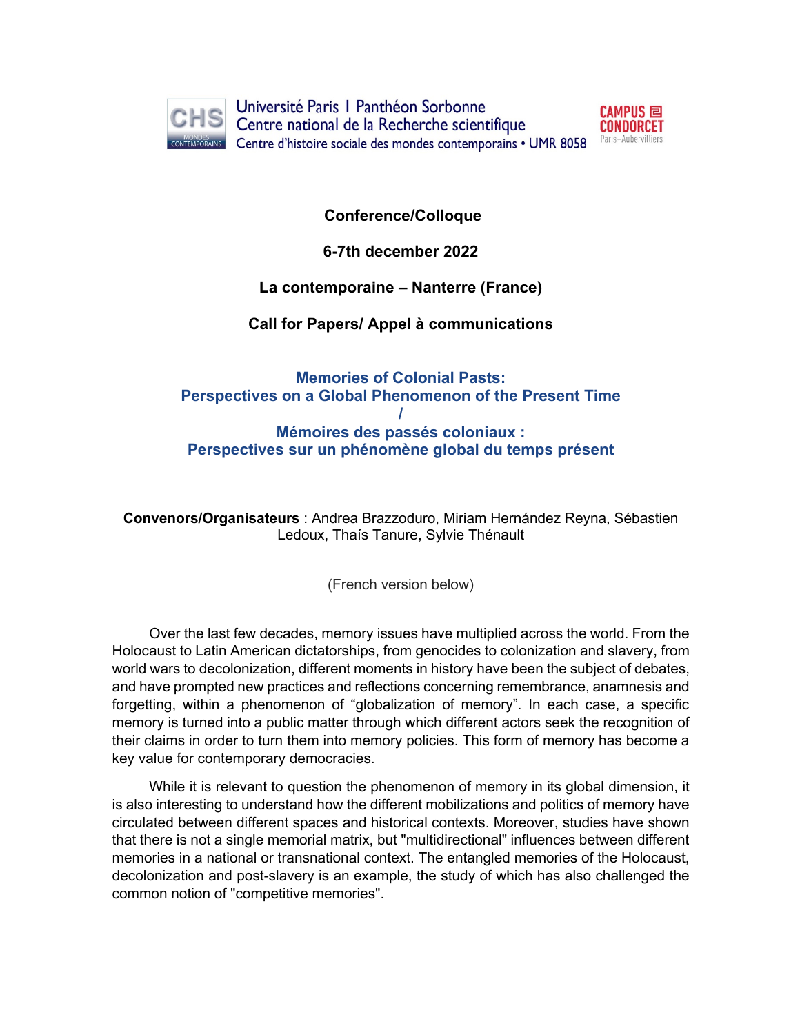Université Paris I Panthéon Sorbonne
Centre national de la Recherche scientifique
Centre d'histoire sociale des mondes contemporains • UMR 8058

CAMPUS CONDORCET Paris-Aubervilliers

**Conference/Colloque**

**6-7th december 2022**

**La contemporaine – Nanterre (France)**

**Call for Papers/ Appel à communications**

# Memories of Colonial Pasts: Perspectives on a Global Phenomenon of the Present Time / Mémoires des passés coloniaux : Perspectives sur un phénomène global du temps présent

**Convenors/Organisateurs** : Andrea Brazzoduro, Miriam Hernández Reyna, Sébastien Ledoux, Thaís Tanure, Sylvie Thénault

(French version below)

Over the last few decades, memory issues have multiplied across the world. From the Holocaust to Latin American dictatorships, from genocides to colonization and slavery, from world wars to decolonization, different moments in history have been the subject of debates, and have prompted new practices and reflections concerning remembrance, anamnesis and forgetting, within a phenomenon of "globalization of memory". In each case, a specific memory is turned into a public matter through which different actors seek the recognition of their claims in order to turn them into memory policies. This form of memory has become a key value for contemporary democracies.

While it is relevant to question the phenomenon of memory in its global dimension, it is also interesting to understand how the different mobilizations and politics of memory have circulated between different spaces and historical contexts. Moreover, studies have shown that there is not a single memorial matrix, but "multidirectional" influences between different memories in a national or transnational context. The entangled memories of the Holocaust, decolonization and post-slavery is an example, the study of which has also challenged the common notion of "competitive memories".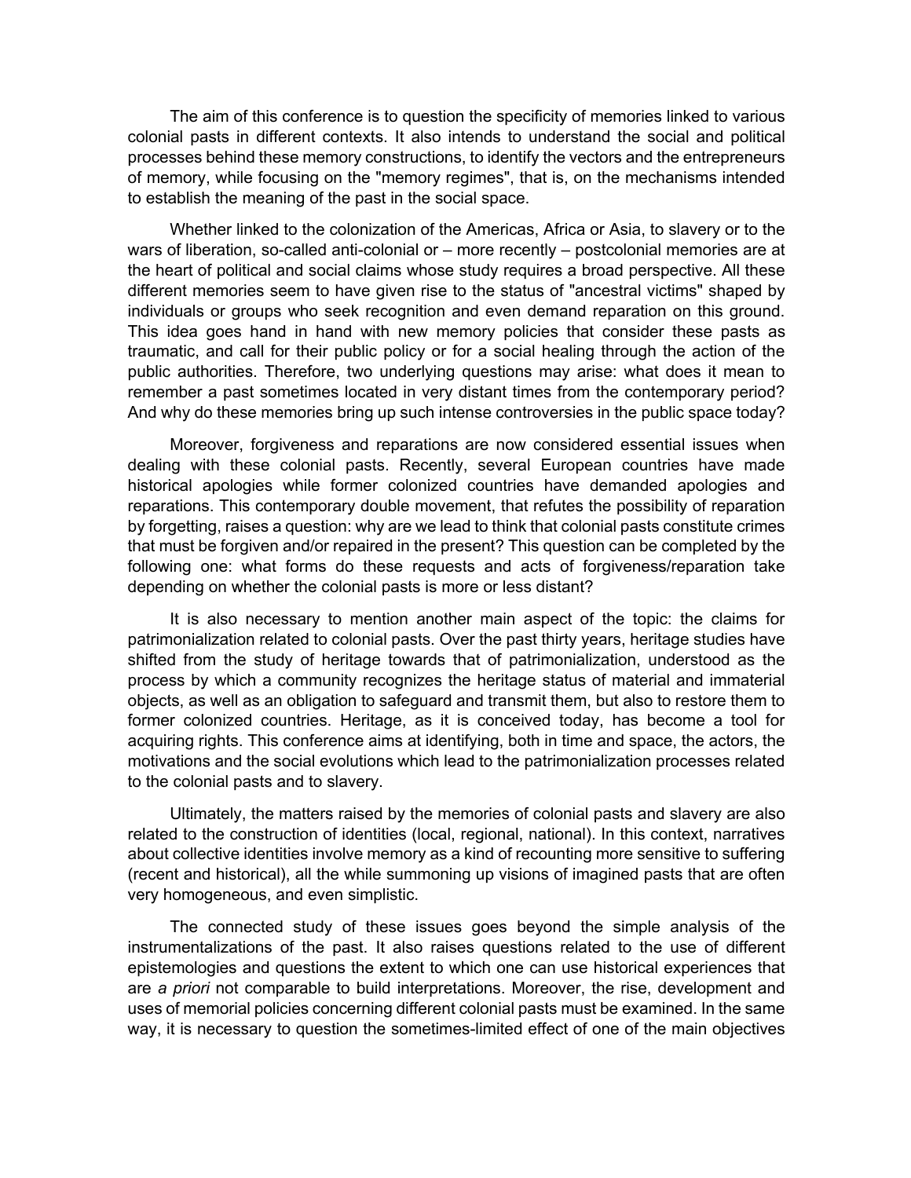The aim of this conference is to question the specificity of memories linked to various colonial pasts in different contexts. It also intends to understand the social and political processes behind these memory constructions, to identify the vectors and the entrepreneurs of memory, while focusing on the "memory regimes", that is, on the mechanisms intended to establish the meaning of the past in the social space.

Whether linked to the colonization of the Americas, Africa or Asia, to slavery or to the wars of liberation, so-called anti-colonial or – more recently – postcolonial memories are at the heart of political and social claims whose study requires a broad perspective. All these different memories seem to have given rise to the status of "ancestral victims" shaped by individuals or groups who seek recognition and even demand reparation on this ground. This idea goes hand in hand with new memory policies that consider these pasts as traumatic, and call for their public policy or for a social healing through the action of the public authorities. Therefore, two underlying questions may arise: what does it mean to remember a past sometimes located in very distant times from the contemporary period? And why do these memories bring up such intense controversies in the public space today?

Moreover, forgiveness and reparations are now considered essential issues when dealing with these colonial pasts. Recently, several European countries have made historical apologies while former colonized countries have demanded apologies and reparations. This contemporary double movement, that refutes the possibility of reparation by forgetting, raises a question: why are we lead to think that colonial pasts constitute crimes that must be forgiven and/or repaired in the present? This question can be completed by the following one: what forms do these requests and acts of forgiveness/reparation take depending on whether the colonial pasts is more or less distant?

It is also necessary to mention another main aspect of the topic: the claims for patrimonialization related to colonial pasts. Over the past thirty years, heritage studies have shifted from the study of heritage towards that of patrimonialization, understood as the process by which a community recognizes the heritage status of material and immaterial objects, as well as an obligation to safeguard and transmit them, but also to restore them to former colonized countries. Heritage, as it is conceived today, has become a tool for acquiring rights. This conference aims at identifying, both in time and space, the actors, the motivations and the social evolutions which lead to the patrimonialization processes related to the colonial pasts and to slavery.

Ultimately, the matters raised by the memories of colonial pasts and slavery are also related to the construction of identities (local, regional, national). In this context, narratives about collective identities involve memory as a kind of recounting more sensitive to suffering (recent and historical), all the while summoning up visions of imagined pasts that are often very homogeneous, and even simplistic.

The connected study of these issues goes beyond the simple analysis of the instrumentalizations of the past. It also raises questions related to the use of different epistemologies and questions the extent to which one can use historical experiences that are *a priori* not comparable to build interpretations. Moreover, the rise, development and uses of memorial policies concerning different colonial pasts must be examined. In the same way, it is necessary to question the sometimes-limited effect of one of the main objectives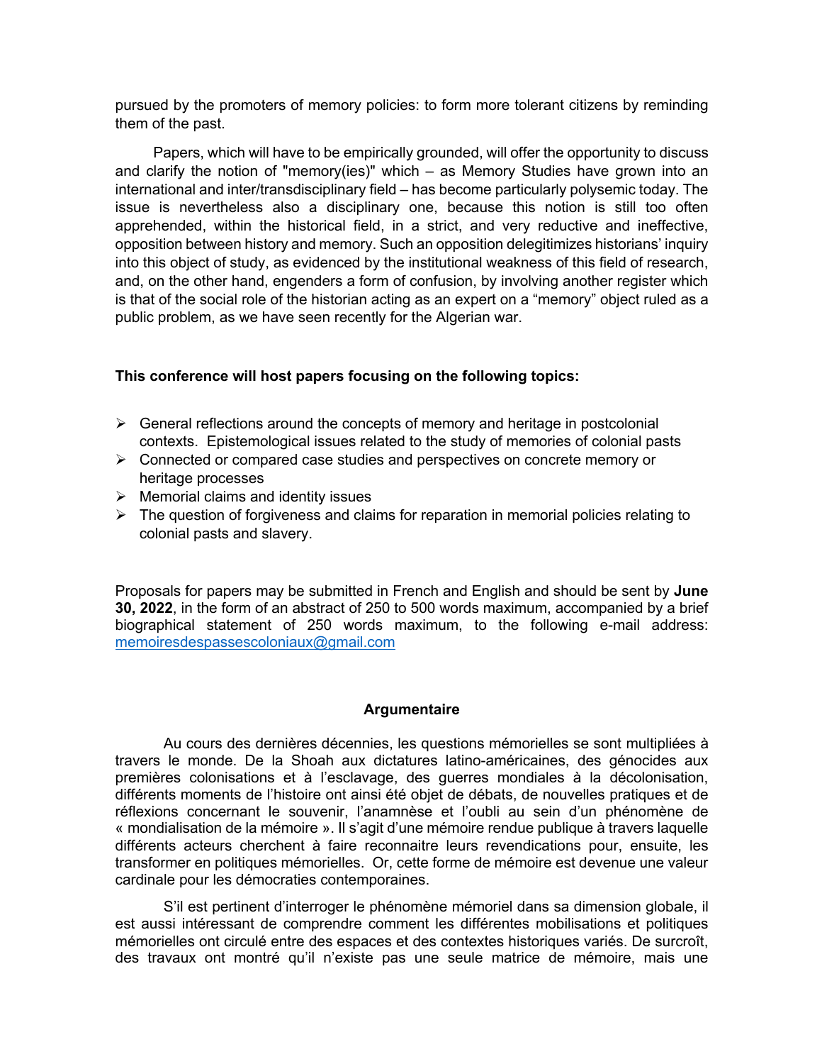pursued by the promoters of memory policies: to form more tolerant citizens by reminding them of the past.

Papers, which will have to be empirically grounded, will offer the opportunity to discuss and clarify the notion of "memory(ies)" which – as Memory Studies have grown into an international and inter/transdisciplinary field – has become particularly polysemic today. The issue is nevertheless also a disciplinary one, because this notion is still too often apprehended, within the historical field, in a strict, and very reductive and ineffective, opposition between history and memory. Such an opposition delegitimizes historians' inquiry into this object of study, as evidenced by the institutional weakness of this field of research, and, on the other hand, engenders a form of confusion, by involving another register which is that of the social role of the historian acting as an expert on a "memory" object ruled as a public problem, as we have seen recently for the Algerian war.

**This conference will host papers focusing on the following topics:**

- General reflections around the concepts of memory and heritage in postcolonial contexts. Epistemological issues related to the study of memories of colonial pasts
- Connected or compared case studies and perspectives on concrete memory or heritage processes
- Memorial claims and identity issues
- The question of forgiveness and claims for reparation in memorial policies relating to colonial pasts and slavery.

Proposals for papers may be submitted in French and English and should be sent by **June 30, 2022**, in the form of an abstract of 250 to 500 words maximum, accompanied by a brief biographical statement of 250 words maximum, to the following e-mail address: memoiresdespassescoloniaux@gmail.com

## Argumentaire

Au cours des dernières décennies, les questions mémorielles se sont multipliées à travers le monde. De la Shoah aux dictatures latino-américaines, des génocides aux premières colonisations et à l'esclavage, des guerres mondiales à la décolonisation, différents moments de l'histoire ont ainsi été objet de débats, de nouvelles pratiques et de réflexions concernant le souvenir, l'anamnèse et l'oubli au sein d'un phénomène de « mondialisation de la mémoire ». Il s'agit d'une mémoire rendue publique à travers laquelle différents acteurs cherchent à faire reconnaitre leurs revendications pour, ensuite, les transformer en politiques mémorielles. Or, cette forme de mémoire est devenue une valeur cardinale pour les démocraties contemporaines.

S'il est pertinent d'interroger le phénomène mémoriel dans sa dimension globale, il est aussi intéressant de comprendre comment les différentes mobilisations et politiques mémorielles ont circulé entre des espaces et des contextes historiques variés. De surcroît, des travaux ont montré qu'il n'existe pas une seule matrice de mémoire, mais une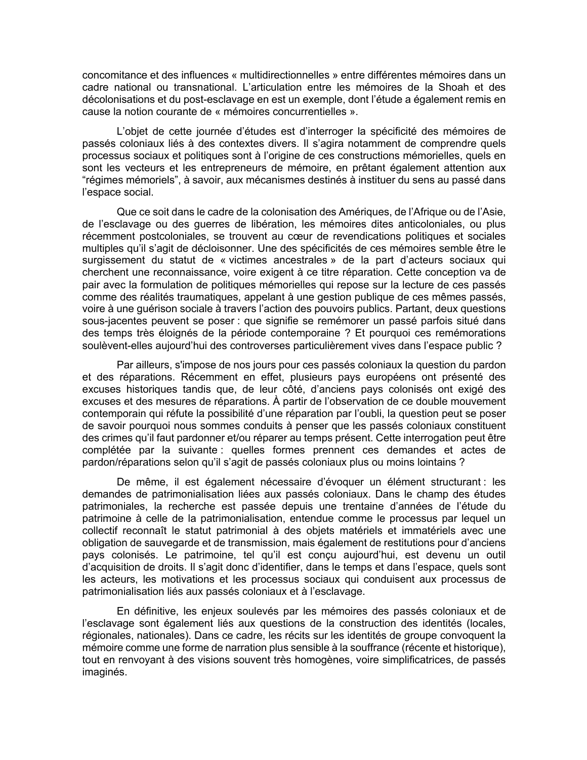concomitance et des influences « multidirectionnelles » entre différentes mémoires dans un cadre national ou transnational. L'articulation entre les mémoires de la Shoah et des décolonisations et du post-esclavage en est un exemple, dont l'étude a également remis en cause la notion courante de « mémoires concurrentielles ».

L'objet de cette journée d'études est d'interroger la spécificité des mémoires de passés coloniaux liés à des contextes divers. Il s'agira notamment de comprendre quels processus sociaux et politiques sont à l'origine de ces constructions mémorielles, quels en sont les vecteurs et les entrepreneurs de mémoire, en prêtant également attention aux "régimes mémoriels", à savoir, aux mécanismes destinés à instituer du sens au passé dans l'espace social.

Que ce soit dans le cadre de la colonisation des Amériques, de l'Afrique ou de l'Asie, de l'esclavage ou des guerres de libération, les mémoires dites anticoloniales, ou plus récemment postcoloniales, se trouvent au cœur de revendications politiques et sociales multiples qu'il s'agit de décloisonner. Une des spécificités de ces mémoires semble être le surgissement du statut de « victimes ancestrales » de la part d'acteurs sociaux qui cherchent une reconnaissance, voire exigent à ce titre réparation. Cette conception va de pair avec la formulation de politiques mémorielles qui repose sur la lecture de ces passés comme des réalités traumatiques, appelant à une gestion publique de ces mêmes passés, voire à une guérison sociale à travers l'action des pouvoirs publics. Partant, deux questions sous-jacentes peuvent se poser : que signifie se remémorer un passé parfois situé dans des temps très éloignés de la période contemporaine ? Et pourquoi ces remémorations soulèvent-elles aujourd'hui des controverses particulièrement vives dans l'espace public ?

Par ailleurs, s'impose de nos jours pour ces passés coloniaux la question du pardon et des réparations. Récemment en effet, plusieurs pays européens ont présenté des excuses historiques tandis que, de leur côté, d'anciens pays colonisés ont exigé des excuses et des mesures de réparations. À partir de l'observation de ce double mouvement contemporain qui réfute la possibilité d'une réparation par l'oubli, la question peut se poser de savoir pourquoi nous sommes conduits à penser que les passés coloniaux constituent des crimes qu'il faut pardonner et/ou réparer au temps présent. Cette interrogation peut être complétée par la suivante : quelles formes prennent ces demandes et actes de pardon/réparations selon qu'il s'agit de passés coloniaux plus ou moins lointains ?

De même, il est également nécessaire d'évoquer un élément structurant : les demandes de patrimonialisation liées aux passés coloniaux. Dans le champ des études patrimoniales, la recherche est passée depuis une trentaine d'années de l'étude du patrimoine à celle de la patrimonialisation, entendue comme le processus par lequel un collectif reconnaît le statut patrimonial à des objets matériels et immatériels avec une obligation de sauvegarde et de transmission, mais également de restitutions pour d'anciens pays colonisés. Le patrimoine, tel qu'il est conçu aujourd'hui, est devenu un outil d'acquisition de droits. Il s'agit donc d'identifier, dans le temps et dans l'espace, quels sont les acteurs, les motivations et les processus sociaux qui conduisent aux processus de patrimonialisation liés aux passés coloniaux et à l'esclavage.

En définitive, les enjeux soulevés par les mémoires des passés coloniaux et de l'esclavage sont également liés aux questions de la construction des identités (locales, régionales, nationales). Dans ce cadre, les récits sur les identités de groupe convoquent la mémoire comme une forme de narration plus sensible à la souffrance (récente et historique), tout en renvoyant à des visions souvent très homogènes, voire simplificatrices, de passés imaginés.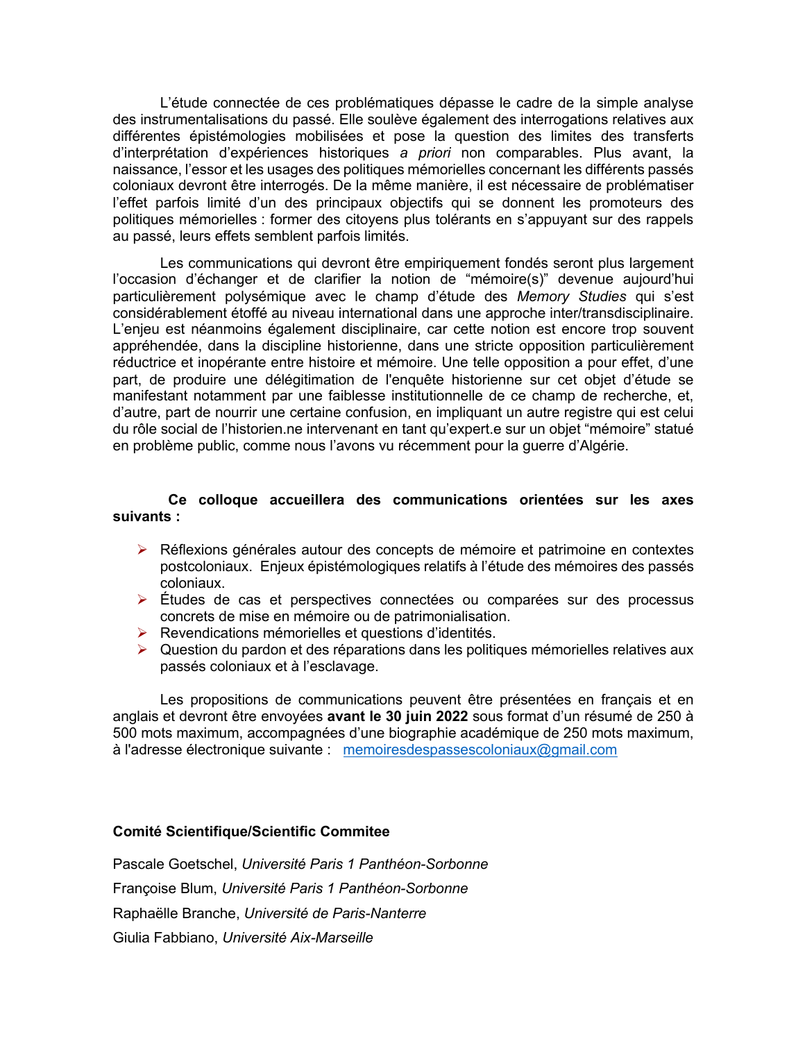L'étude connectée de ces problématiques dépasse le cadre de la simple analyse des instrumentalisations du passé. Elle soulève également des interrogations relatives aux différentes épistémologies mobilisées et pose la question des limites des transferts d'interprétation d'expériences historiques *a priori* non comparables. Plus avant, la naissance, l'essor et les usages des politiques mémorielles concernant les différents passés coloniaux devront être interrogés. De la même manière, il est nécessaire de problématiser l'effet parfois limité d'un des principaux objectifs qui se donnent les promoteurs des politiques mémorielles : former des citoyens plus tolérants en s'appuyant sur des rappels au passé, leurs effets semblent parfois limités.

Les communications qui devront être empiriquement fondés seront plus largement l'occasion d'échanger et de clarifier la notion de "mémoire(s)" devenue aujourd'hui particulièrement polysémique avec le champ d'étude des *Memory Studies* qui s'est considérablement étoffé au niveau international dans une approche inter/transdisciplinaire. L'enjeu est néanmoins également disciplinaire, car cette notion est encore trop souvent appréhendée, dans la discipline historienne, dans une stricte opposition particulièrement réductrice et inopérante entre histoire et mémoire. Une telle opposition a pour effet, d'une part, de produire une délégitimation de l'enquête historienne sur cet objet d'étude se manifestant notamment par une faiblesse institutionnelle de ce champ de recherche, et, d'autre, part de nourrir une certaine confusion, en impliquant un autre registre qui est celui du rôle social de l'historien.ne intervenant en tant qu'expert.e sur un objet "mémoire" statué en problème public, comme nous l'avons vu récemment pour la guerre d'Algérie.

**Ce colloque accueillera des communications orientées sur les axes suivants :**

- Réflexions générales autour des concepts de mémoire et patrimoine en contextes postcoloniaux. Enjeux épistémologiques relatifs à l'étude des mémoires des passés coloniaux.
- Études de cas et perspectives connectées ou comparées sur des processus concrets de mise en mémoire ou de patrimonialisation.
- Revendications mémorielles et questions d'identités.
- Question du pardon et des réparations dans les politiques mémorielles relatives aux passés coloniaux et à l'esclavage.

Les propositions de communications peuvent être présentées en français et en anglais et devront être envoyées **avant le 30 juin 2022** sous format d'un résumé de 250 à 500 mots maximum, accompagnées d'une biographie académique de 250 mots maximum, à l'adresse électronique suivante : memoiresdespassescoloniaux@gmail.com

**Comité Scientifique/Scientific Commitee**

Pascale Goetschel, *Université Paris 1 Panthéon-Sorbonne*

Françoise Blum, *Université Paris 1 Panthéon-Sorbonne*

Raphaëlle Branche, *Université de Paris-Nanterre*

Giulia Fabbiano, *Université Aix-Marseille*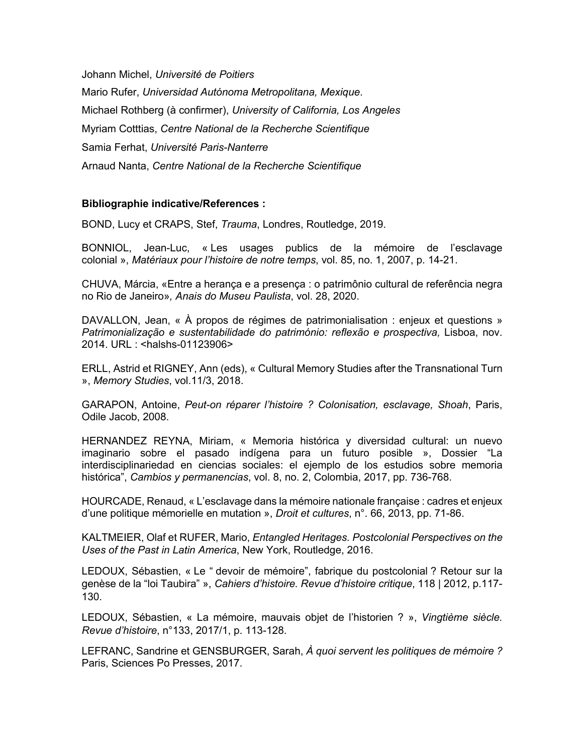Johann Michel, *Université de Poitiers*

Mario Rufer, *Universidad Autónoma Metropolitana, Mexique*.

Michael Rothberg (à confirmer), *University of California, Los Angeles*

Myriam Cotttias, *Centre National de la Recherche Scientifique*

Samia Ferhat, *Université Paris-Nanterre*

Arnaud Nanta, *Centre National de la Recherche Scientifique*

**Bibliographie indicative/References :**

BOND, Lucy et CRAPS, Stef, *Trauma*, Londres, Routledge, 2019.

BONNIOL, Jean-Luc, « Les usages publics de la mémoire de l'esclavage colonial », *Matériaux pour l'histoire de notre temps*, vol. 85, no. 1, 2007, p. 14-21.

CHUVA, Márcia, «Entre a herança e a presença : o patrimônio cultural de referência negra no Rio de Janeiro»*, Anais do Museu Paulista*, vol. 28, 2020.

DAVALLON, Jean, « À propos de régimes de patrimonialisation : enjeux et questions » *Patrimonialização e sustentabilidade do património: reflexão e prospectiva,* Lisboa, nov. 2014. URL : <halshs-01123906>

ERLL, Astrid et RIGNEY, Ann (eds), « Cultural Memory Studies after the Transnational Turn », *Memory Studies*, vol.11/3, 2018.

GARAPON, Antoine, *Peut-on réparer l'histoire ? Colonisation, esclavage, Shoah*, Paris, Odile Jacob, 2008.

HERNANDEZ REYNA, Miriam, « Memoria histórica y diversidad cultural: un nuevo imaginario sobre el pasado indígena para un futuro posible », Dossier "La interdisciplinariedad en ciencias sociales: el ejemplo de los estudios sobre memoria histórica", *Cambios y permanencias*, vol. 8, no. 2, Colombia, 2017, pp. 736-768.

HOURCADE, Renaud, « L'esclavage dans la mémoire nationale française : cadres et enjeux d'une politique mémorielle en mutation », *Droit et cultures*, n°. 66, 2013, pp. 71-86.

KALTMEIER, Olaf et RUFER, Mario, *Entangled Heritages. Postcolonial Perspectives on the Uses of the Past in Latin America*, New York, Routledge, 2016.

LEDOUX, Sébastien, « Le " devoir de mémoire", fabrique du postcolonial ? Retour sur la genèse de la "loi Taubira" », *Cahiers d'histoire. Revue d'histoire critique*, 118 | 2012, p.117-130.

LEDOUX, Sébastien, « La mémoire, mauvais objet de l'historien ? », *Vingtième siècle. Revue d'histoire*, n°133, 2017/1, p. 113-128.

LEFRANC, Sandrine et GENSBURGER, Sarah, *À quoi servent les politiques de mémoire ?* Paris, Sciences Po Presses, 2017.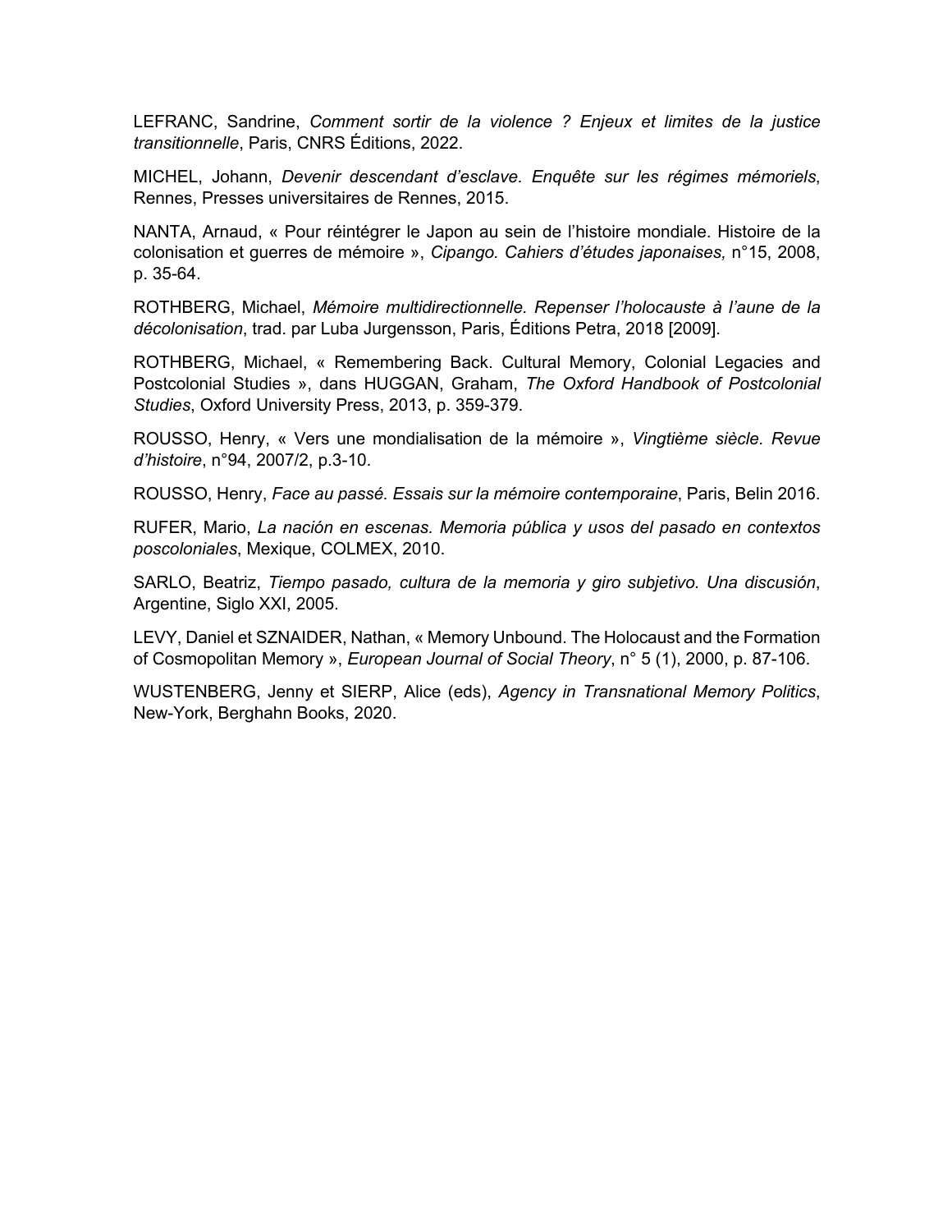LEFRANC, Sandrine, *Comment sortir de la violence ? Enjeux et limites de la justice transitionnelle*, Paris, CNRS Éditions, 2022.

MICHEL, Johann, *Devenir descendant d'esclave. Enquête sur les régimes mémoriels*, Rennes, Presses universitaires de Rennes, 2015.

NANTA, Arnaud, « Pour réintégrer le Japon au sein de l'histoire mondiale. Histoire de la colonisation et guerres de mémoire », *Cipango. Cahiers d'études japonaises,* n°15, 2008, p. 35-64.

ROTHBERG, Michael, *Mémoire multidirectionnelle. Repenser l'holocauste à l'aune de la décolonisation*, trad. par Luba Jurgensson, Paris, Éditions Petra, 2018 [2009].

ROTHBERG, Michael, « Remembering Back. Cultural Memory, Colonial Legacies and Postcolonial Studies », dans HUGGAN, Graham, *The Oxford Handbook of Postcolonial Studies*, Oxford University Press, 2013, p. 359-379.

ROUSSO, Henry, « Vers une mondialisation de la mémoire », *Vingtième siècle. Revue d'histoire*, n°94, 2007/2, p.3-10.

ROUSSO, Henry, *Face au passé. Essais sur la mémoire contemporaine*, Paris, Belin 2016.

RUFER, Mario, *La nación en escenas. Memoria pública y usos del pasado en contextos poscoloniales*, Mexique, COLMEX, 2010.

SARLO, Beatriz, *Tiempo pasado, cultura de la memoria y giro subjetivo. Una discusión*, Argentine, Siglo XXI, 2005.

LEVY, Daniel et SZNAIDER, Nathan, « Memory Unbound. The Holocaust and the Formation of Cosmopolitan Memory », *European Journal of Social Theory*, n° 5 (1), 2000, p. 87-106.

WUSTENBERG, Jenny et SIERP, Alice (eds), *Agency in Transnational Memory Politics*, New-York, Berghahn Books, 2020.